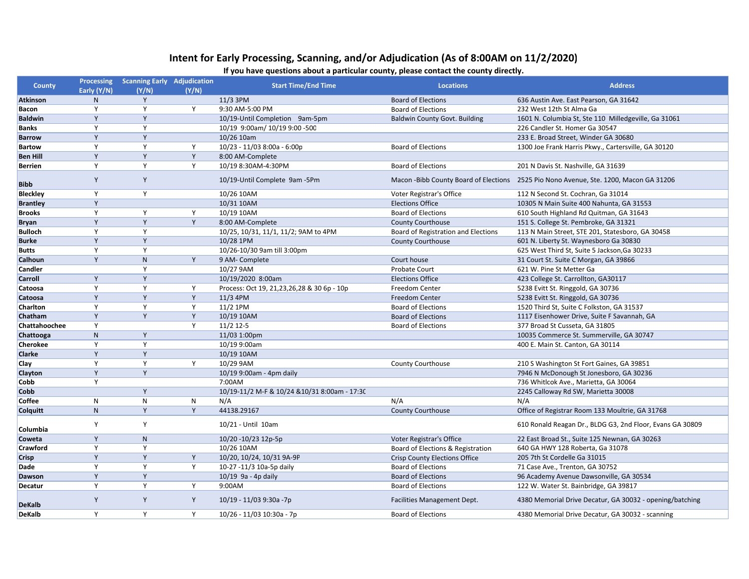# Intent for Early Processing, Scanning, and/or Adjudication (As of 8:00AM on 11/2/2020)

**If you have questions about a particular county, please contact the county directly.**

| County | Processing Early (Y/N) | Scanning Early (Y/N) | Adjudication (Y/N) | Start Time/End Time | Locations | Address |
|---|---|---|---|---|---|---|
| **Atkinson** | N | Y | | 11/3 3PM | Board of Elections | 636 Austin Ave. East Pearson, GA 31642 |
| **Bacon** | Y | Y | Y | 9:30 AM-5:00 PM | Board of Elections | 232 West 12th St Alma Ga |
| **Baldwin** | Y | Y | | 10/19-Until Completion 9am-5pm | Baldwin County Govt. Building | 1601 N. Columbia St, Ste 110 Milledgeville, Ga 31061 |
| **Banks** | Y | Y | | 10/19 9:00am/ 10/19 9:00 -500 | | 226 Candler St. Homer Ga 30547 |
| **Barrow** | Y | Y | | 10/26 10am | | 233 E. Broad Street, Winder GA 30680 |
| **Bartow** | Y | Y | Y | 10/23 - 11/03 8:00a - 6:00p | Board of Elections | 1300 Joe Frank Harris Pkwy., Cartersville, GA 30120 |
| **Ben Hill** | Y | Y | Y | 8:00 AM-Complete | | |
| **Berrien** | Y | Y | Y | 10/19 8:30AM-4:30PM | Board of Elections | 201 N Davis St. Nashville, GA 31639 |
| **Bibb** | Y | Y | | 10/19-Until Complete 9am -5Pm | Macon -Bibb County Board of Elections | 2525 Pio Nono Avenue, Ste. 1200, Macon GA 31206 |
| **Bleckley** | Y | Y | | 10/26 10AM | Voter Registrar's Office | 112 N Second St. Cochran, Ga 31014 |
| **Brantley** | Y | | | 10/31 10AM | Elections Office | 10305 N Main Suite 400 Nahunta, GA 31553 |
| **Brooks** | Y | Y | Y | 10/19 10AM | Board of Elections | 610 South Highland Rd Quitman, GA 31643 |
| **Bryan** | Y | Y | Y | 8:00 AM-Complete | County Courthouse | 151 S. College St. Pembroke, GA 31321 |
| **Bulloch** | Y | Y | | 10/25, 10/31, 11/1, 11/2; 9AM to 4PM | Board of Registration and Elections | 113 N Main Street, STE 201, Statesboro, GA 30458 |
| **Burke** | Y | Y | | 10/28 1PM | County Courthouse | 601 N. Liberty St. Waynesboro Ga 30830 |
| **Butts** | Y | Y | | 10/26-10/30 9am till 3:00pm | | 625 West Third St, Suite 5 Jackson,Ga 30233 |
| **Calhoun** | Y | N | Y | 9 AM- Complete | Court house | 31 Court St. Suite C Morgan, GA 39866 |
| **Candler** | | Y | | 10/27 9AM | Probate Court | 621 W. Pine St Metter Ga |
| **Carroll** | Y | Y | | 10/19/2020 8:00am | Elections Office | 423 College St. Carrollton, GA30117 |
| **Catoosa** | Y | Y | Y | Process: Oct 19, 21,23,26,28 & 30 6p - 10p | Freedom Center | 5238 Evitt St. Ringgold, GA 30736 |
| **Catoosa** | Y | Y | Y | 11/3 4PM | Freedom Center | 5238 Evitt St. Ringgold, GA 30736 |
| **Charlton** | Y | Y | Y | 11/2 1PM | Board of Elections | 1520 Third St, Suite C Folkston, GA 31537 |
| **Chatham** | Y | Y | Y | 10/19 10AM | Board of Elections | 1117 Eisenhower Drive, Suite F Savannah, GA |
| **Chattahoochee** | Y | | Y | 11/2 12-5 | Board of Elections | 377 Broad St Cusseta, GA 31805 |
| **Chattooga** | N | Y | | 11/03 1:00pm | | 10035 Commerce St. Summerville, GA 30747 |
| **Cherokee** | Y | Y | | 10/19 9:00am | | 400 E. Main St. Canton, GA 30114 |
| **Clarke** | Y | Y | | 10/19 10AM | | |
| **Clay** | Y | Y | Y | 10/29 9AM | County Courthouse | 210 S Washington St Fort Gaines, GA 39851 |
| **Clayton** | Y | Y | | 10/19 9:00am - 4pm daily | | 7946 N McDonough St Jonesboro, GA 30236 |
| **Cobb** | Y | | | 7:00AM | | 736 Whitlcok Ave., Marietta, GA 30064 |
| **Cobb** | | Y | | 10/19-11/2 M-F & 10/24 &10/31 8:00am - 17:3C | | 2245 Calloway Rd SW, Marietta 30008 |
| **Coffee** | N | N | N | N/A | N/A | N/A |
| **Colquitt** | N | Y | Y | 44138.29167 | County Courthouse | Office of Registrar Room 133 Moultrie, GA 31768 |
| **Columbia** | Y | Y | | 10/21 - Until 10am | | 610 Ronald Reagan Dr., BLDG G3, 2nd Floor, Evans GA 30809 |
| **Coweta** | Y | N | | 10/20 -10/23 12p-5p | Voter Registrar's Office | 22 East Broad St., Suite 125 Newnan, GA 30263 |
| **Crawford** | Y | Y | | 10/26 10AM | Board of Elections & Registration | 640 GA HWY 128 Roberta, Ga 31078 |
| **Crisp** | Y | Y | Y | 10/20, 10/24, 10/31 9A-9P | Crisp County Elections Office | 205 7th St Cordelle Ga 31015 |
| **Dade** | Y | Y | Y | 10-27 -11/3 10a-5p daily | Board of Elections | 71 Case Ave., Trenton, GA 30752 |
| **Dawson** | Y | Y | | 10/19 9a - 4p daily | Board of Elections | 96 Academy Avenue Dawsonville, GA 30534 |
| **Decatur** | Y | Y | Y | 9:00AM | Board of Elections | 122 W. Water St. Bainbridge, GA 39817 |
| **DeKalb** | Y | Y | Y | 10/19 - 11/03 9:30a -7p | Facilities Management Dept. | 4380 Memorial Drive Decatur, GA 30032 - opening/batching |
| **DeKalb** | Y | Y | Y | 10/26 - 11/03 10:30a - 7p | Board of Elections | 4380 Memorial Drive Decatur, GA 30032 - scanning |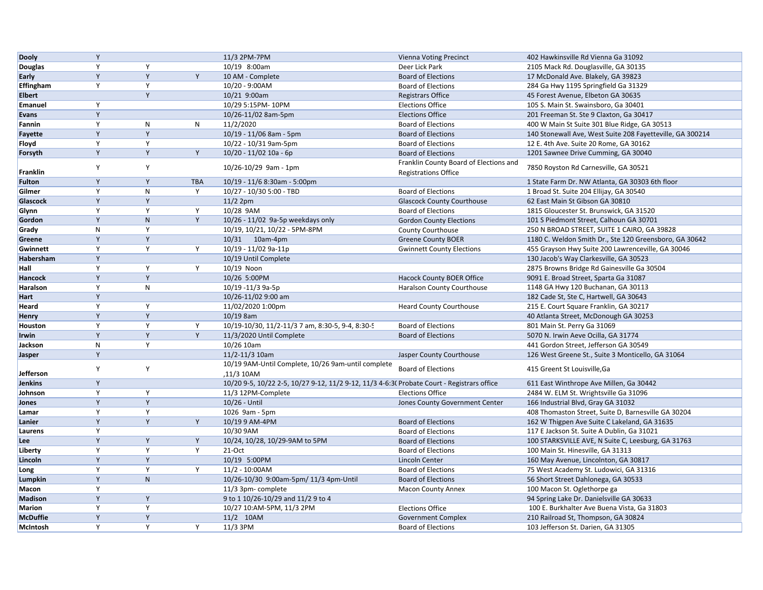| | | | | | | |
|---|---|---|---|---|---|---|
| **Dooly** | Y | | | 11/3 2PM-7PM | Vienna Voting Precinct | 402 Hawkinsville Rd Vienna Ga 31092 |
| **Douglas** | Y | Y | | 10/19 8:00am | Deer Lick Park | 2105 Mack Rd. Douglasville, GA 30135 |
| **Early** | Y | Y | Y | 10 AM - Complete | Board of Elections | 17 McDonald Ave. Blakely, GA 39823 |
| **Effingham** | Y | Y | | 10/20 - 9:00AM | Board of Elections | 284 Ga Hwy 1195 Springfield Ga 31329 |
| **Elbert** | | Y | | 10/21 9:00am | Registrars Office | 45 Forest Avenue, Elbeton GA 30635 |
| **Emanuel** | Y | | | 10/29 5:15PM- 10PM | Elections Office | 105 S. Main St. Swainsboro, GA 30401 |
| **Evans** | Y | | | 10/26-11/02 8am-5pm | Elections Office | 201 Freeman St. Ste 9 Claxton, Ga 30417 |
| **Fannin** | Y | N | N | 11/2/2020 | Board of Elections | 400 W Main St Suite 301 Blue Ridge, GA 30513 |
| **Fayette** | Y | Y | | 10/19 - 11/06 8am - 5pm | Board of Elections | 140 Stonewall Ave, West Suite 208 Fayetteville, GA 300214 |
| **Floyd** | Y | Y | | 10/22 - 10/31 9am-5pm | Board of Elections | 12 E. 4th Ave. Suite 20 Rome, GA 30162 |
| **Forsyth** | Y | Y | Y | 10/20 - 11/02 10a - 6p | Board of Elections | 1201 Sawnee Drive Cumming, GA 30040 |
| **Franklin** | Y | Y | | 10/26-10/29 9am - 1pm | Franklin County Board of Elections and Registrations Office | 7850 Royston Rd Carnesville, GA 30521 |
| **Fulton** | Y | Y | TBA | 10/19 - 11/6 8:30am - 5:00pm | | 1 State Farm Dr. NW Atlanta, GA 30303 6th floor |
| **Gilmer** | Y | N | Y | 10/27 - 10/30 5:00 - TBD | Board of Elections | 1 Broad St. Suite 204 Ellijay, GA 30540 |
| **Glascock** | Y | Y | | 11/2 2pm | Glascock County Courthouse | 62 East Main St Gibson GA 30810 |
| **Glynn** | Y | Y | Y | 10/28 9AM | Board of Elections | 1815 Gloucester St. Brunswick, GA 31520 |
| **Gordon** | Y | N | Y | 10/26 - 11/02 9a-5p weekdays only | Gordon County Elections | 101 S Piedmont Street, Calhoun GA 30701 |
| **Grady** | N | Y | | 10/19, 10/21, 10/22 - 5PM-8PM | County Courthouse | 250 N BROAD STREET, SUITE 1 CAIRO, GA 39828 |
| **Greene** | Y | Y | | 10/31 10am-4pm | Greene County BOER | 1180 C. Weldon Smith Dr., Ste 120 Greensboro, GA 30642 |
| **Gwinnett** | Y | Y | Y | 10/19 - 11/02 9a-11p | Gwinnett County Elections | 455 Grayson Hwy Suite 200 Lawrenceville, GA 30046 |
| **Habersham** | Y | | | 10/19 Until Complete | | 130 Jacob's Way Clarkesville, GA 30523 |
| **Hall** | Y | Y | Y | 10/19 Noon | | 2875 Browns Bridge Rd Gainesville Ga 30504 |
| **Hancock** | Y | Y | | 10/26 5:00PM | Hacock County BOER Office | 9091 E. Broad Street, Sparta Ga 31087 |
| **Haralson** | Y | N | | 10/19 -11/3 9a-5p | Haralson County Courthouse | 1148 GA Hwy 120 Buchanan, GA 30113 |
| **Hart** | Y | | | 10/26-11/02 9:00 am | | 182 Cade St, Ste C, Hartwell, GA 30643 |
| **Heard** | Y | Y | | 11/02/2020 1:00pm | Heard County Courthouse | 215 E. Court Square Franklin, GA 30217 |
| **Henry** | Y | Y | | 10/19 8am | | 40 Atlanta Street, McDonough GA 30253 |
| **Houston** | Y | Y | Y | 10/19-10/30, 11/2-11/3 7 am, 8:30-5, 9-4, 8:30-5 | Board of Elections | 801 Main St. Perry Ga 31069 |
| **Irwin** | Y | Y | Y | 11/3/2020 Until Complete | Board of Elections | 5070 N. Irwin Aeve Ocilla, GA 31774 |
| **Jackson** | N | Y | | 10/26 10am | | 441 Gordon Street, Jefferson GA 30549 |
| **Jasper** | Y | | | 11/2-11/3 10am | Jasper County Courthouse | 126 West Greene St., Suite 3 Monticello, GA 31064 |
| **Jefferson** | Y | Y | | 10/19 9AM-Until Complete, 10/26 9am-until complete ,11/3 10AM | Board of Elections | 415 Greent St Louisville,Ga |
| **Jenkins** | Y | | | 10/20 9-5, 10/22 2-5, 10/27 9-12, 11/2 9-12, 11/3 4-6:30 | Probate Court - Registrars office | 611 East Winthrope Ave Millen, Ga 30442 |
| **Johnson** | Y | Y | | 11/3 12PM-Complete | Elections Office | 2484 W. ELM St. Wrightsville Ga 31096 |
| **Jones** | Y | Y | | 10/26 - Until | Jones County Government Center | 166 Industrial Blvd, Gray GA 31032 |
| **Lamar** | Y | Y | | 1026 9am - 5pm | | 408 Thomaston Street, Suite D, Barnesville GA 30204 |
| **Lanier** | Y | Y | Y | 10/19 9 AM-4PM | Board of Elections | 162 W Thigpen Ave Suite C Lakeland, GA 31635 |
| **Laurens** | Y | | | 10/30 9AM | Board of Elections | 117 E Jackson St. Suite A Dublin, Ga 31021 |
| **Lee** | Y | Y | Y | 10/24, 10/28, 10/29-9AM to 5PM | Board of Elections | 100 STARKSVILLE AVE, N Suite C, Leesburg, GA 31763 |
| **Liberty** | Y | Y | Y | 21-Oct | Board of Elections | 100 Main St. Hinesville, GA 31313 |
| **Lincoln** | Y | Y | | 10/19 5:00PM | Lincoln Center | 160 May Avenue, Lincolnton, GA 30817 |
| **Long** | Y | Y | Y | 11/2 - 10:00AM | Board of Elections | 75 West Academy St. Ludowici, GA 31316 |
| **Lumpkin** | Y | N | | 10/26-10/30 9:00am-5pm/ 11/3 4pm-Until | Board of Elections | 56 Short Street Dahlonega, GA 30533 |
| **Macon** | Y | | | 11/3 3pm- complete | Macon County Annex | 100 Macon St. Oglethorpe ga |
| **Madison** | Y | Y | | 9 to 1 10/26-10/29 and 11/2 9 to 4 | | 94 Spring Lake Dr. Danielsville GA 30633 |
| **Marion** | Y | Y | | 10/27 10:AM-5PM, 11/3 2PM | Elections Office | 100 E. Burkhalter Ave Buena Vista, Ga 31803 |
| **McDuffie** | Y | Y | | 11/2 10AM | Government Complex | 210 Railroad St, Thompson, GA 30824 |
| **McIntosh** | Y | Y | Y | 11/3 3PM | Board of Elections | 103 Jefferson St. Darien, GA 31305 |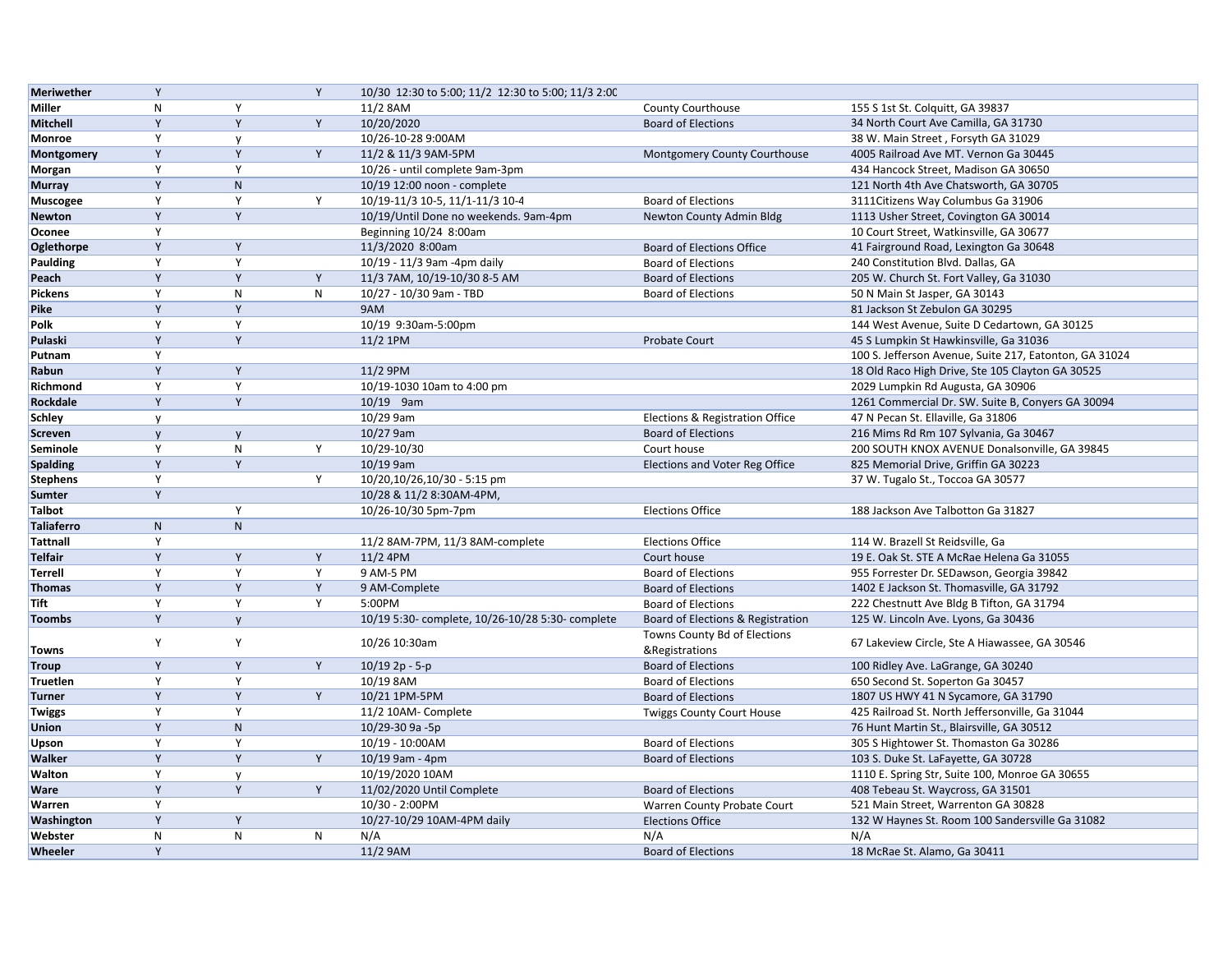| | | | | | | |
|---|---|---|---|---|---|---|
| **Meriwether** | Y | | Y | 10/30 12:30 to 5:00; 11/2 12:30 to 5:00; 11/3 2:0C | | |
| **Miller** | N | Y | | 11/2 8AM | County Courthouse | 155 S 1st St. Colquitt, GA 39837 |
| **Mitchell** | Y | Y | Y | 10/20/2020 | Board of Elections | 34 North Court Ave Camilla, GA 31730 |
| **Monroe** | Y | y | | 10/26-10-28 9:00AM | | 38 W. Main Street , Forsyth GA 31029 |
| **Montgomery** | Y | Y | Y | 11/2 & 11/3 9AM-5PM | Montgomery County Courthouse | 4005 Railroad Ave MT. Vernon Ga 30445 |
| **Morgan** | Y | Y | | 10/26 - until complete 9am-3pm | | 434 Hancock Street, Madison GA 30650 |
| **Murray** | Y | N | | 10/19 12:00 noon - complete | | 121 North 4th Ave Chatsworth, GA 30705 |
| **Muscogee** | Y | Y | Y | 10/19-11/3 10-5, 11/1-11/3 10-4 | Board of Elections | 3111Citizens Way Columbus Ga 31906 |
| **Newton** | Y | Y | | 10/19/Until Done no weekends. 9am-4pm | Newton County Admin Bldg | 1113 Usher Street, Covington GA 30014 |
| **Oconee** | Y | | | Beginning 10/24 8:00am | | 10 Court Street, Watkinsville, GA 30677 |
| **Oglethorpe** | Y | Y | | 11/3/2020 8:00am | Board of Elections Office | 41 Fairground Road, Lexington Ga 30648 |
| **Paulding** | Y | Y | | 10/19 - 11/3 9am -4pm daily | Board of Elections | 240 Constitution Blvd. Dallas, GA |
| **Peach** | Y | Y | Y | 11/3 7AM, 10/19-10/30 8-5 AM | Board of Elections | 205 W. Church St. Fort Valley, Ga 31030 |
| **Pickens** | Y | N | N | 10/27 - 10/30 9am - TBD | Board of Elections | 50 N Main St Jasper, GA 30143 |
| **Pike** | Y | Y | | 9AM | | 81 Jackson St Zebulon GA 30295 |
| **Polk** | Y | Y | | 10/19 9:30am-5:00pm | | 144 West Avenue, Suite D Cedartown, GA 30125 |
| **Pulaski** | Y | Y | | 11/2 1PM | Probate Court | 45 S Lumpkin St Hawkinsville, Ga 31036 |
| **Putnam** | Y | | | | | 100 S. Jefferson Avenue, Suite 217, Eatonton, GA 31024 |
| **Rabun** | Y | Y | | 11/2 9PM | | 18 Old Raco High Drive, Ste 105 Clayton GA 30525 |
| **Richmond** | Y | Y | | 10/19-1030 10am to 4:00 pm | | 2029 Lumpkin Rd Augusta, GA 30906 |
| **Rockdale** | Y | Y | | 10/19 9am | | 1261 Commercial Dr. SW. Suite B, Conyers GA 30094 |
| **Schley** | y | | | 10/29 9am | Elections & Registration Office | 47 N Pecan St. Ellaville, Ga 31806 |
| **Screven** | y | y | | 10/27 9am | Board of Elections | 216 Mims Rd Rm 107 Sylvania, Ga 30467 |
| **Seminole** | Y | N | Y | 10/29-10/30 | Court house | 200 SOUTH KNOX AVENUE Donalsonville, GA 39845 |
| **Spalding** | Y | Y | | 10/19 9am | Elections and Voter Reg Office | 825 Memorial Drive, Griffin GA 30223 |
| **Stephens** | Y | | Y | 10/20,10/26,10/30 - 5:15 pm | | 37 W. Tugalo St., Toccoa GA 30577 |
| **Sumter** | Y | | | 10/28 & 11/2 8:30AM-4PM, | | |
| **Talbot** | | Y | | 10/26-10/30 5pm-7pm | Elections Office | 188 Jackson Ave Talbotton Ga 31827 |
| **Taliaferro** | N | N | | | | |
| **Tattnall** | Y | | | 11/2 8AM-7PM, 11/3 8AM-complete | Elections Office | 114 W. Brazell St Reidsville, Ga |
| **Telfair** | Y | Y | Y | 11/2 4PM | Court house | 19 E. Oak St. STE A McRae Helena Ga 31055 |
| **Terrell** | Y | Y | Y | 9 AM-5 PM | Board of Elections | 955 Forrester Dr. SEDawson, Georgia 39842 |
| **Thomas** | Y | Y | Y | 9 AM-Complete | Board of Elections | 1402 E Jackson St. Thomasville, GA 31792 |
| **Tift** | Y | Y | Y | 5:00PM | Board of Elections | 222 Chestnutt Ave Bldg B Tifton, GA 31794 |
| **Toombs** | Y | y | | 10/19 5:30- complete, 10/26-10/28 5:30- complete | Board of Elections & Registration | 125 W. Lincoln Ave. Lyons, Ga 30436 |
| **Towns** | Y | Y | | 10/26 10:30am | Towns County Bd of Elections &Registrations | 67 Lakeview Circle, Ste A Hiawassee, GA 30546 |
| **Troup** | Y | Y | Y | 10/19 2p - 5-p | Board of Elections | 100 Ridley Ave. LaGrange, GA 30240 |
| **Truetlen** | Y | Y | | 10/19 8AM | Board of Elections | 650 Second St. Soperton Ga 30457 |
| **Turner** | Y | Y | Y | 10/21 1PM-5PM | Board of Elections | 1807 US HWY 41 N Sycamore, GA 31790 |
| **Twiggs** | Y | Y | | 11/2 10AM- Complete | Twiggs County Court House | 425 Railroad St. North Jeffersonville, Ga 31044 |
| **Union** | Y | N | | 10/29-30 9a -5p | | 76 Hunt Martin St., Blairsville, GA 30512 |
| **Upson** | Y | Y | | 10/19 - 10:00AM | Board of Elections | 305 S Hightower St. Thomaston Ga 30286 |
| **Walker** | Y | Y | Y | 10/19 9am - 4pm | Board of Elections | 103 S. Duke St. LaFayette, GA 30728 |
| **Walton** | Y | y | | 10/19/2020 10AM | | 1110 E. Spring Str, Suite 100, Monroe GA 30655 |
| **Ware** | Y | Y | Y | 11/02/2020 Until Complete | Board of Elections | 408 Tebeau St. Waycross, GA 31501 |
| **Warren** | Y | | | 10/30 - 2:00PM | Warren County Probate Court | 521 Main Street, Warrenton GA 30828 |
| **Washington** | Y | Y | | 10/27-10/29 10AM-4PM daily | Elections Office | 132 W Haynes St. Room 100 Sandersville Ga 31082 |
| **Webster** | N | N | N | N/A | N/A | N/A |
| **Wheeler** | Y | | | 11/2 9AM | Board of Elections | 18 McRae St. Alamo, Ga 30411 |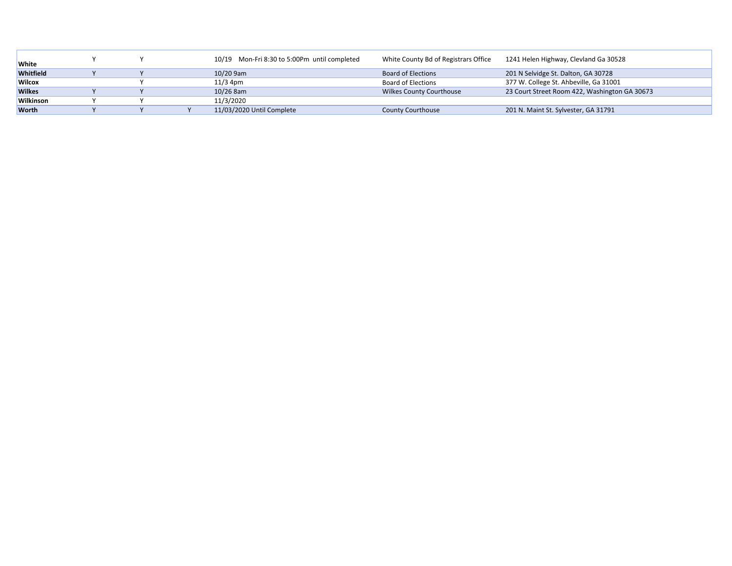| | | | | | | |
|---|---|---|---|---|---|---|
| **White** | Y | Y | | 10/19 Mon-Fri 8:30 to 5:00Pm until completed | White County Bd of Registrars Office | 1241 Helen Highway, Clevland Ga 30528 |
| **Whitfield** | Y | Y | | 10/20 9am | Board of Elections | 201 N Selvidge St. Dalton, GA 30728 |
| **Wilcox** | | Y | | 11/3 4pm | Board of Elections | 377 W. College St. Ahbeville, Ga 31001 |
| **Wilkes** | Y | Y | | 10/26 8am | Wilkes County Courthouse | 23 Court Street Room 422, Washington GA 30673 |
| **Wilkinson** | Y | Y | | 11/3/2020 | | |
| **Worth** | Y | Y | Y | 11/03/2020 Until Complete | County Courthouse | 201 N. Maint St. Sylvester, GA 31791 |